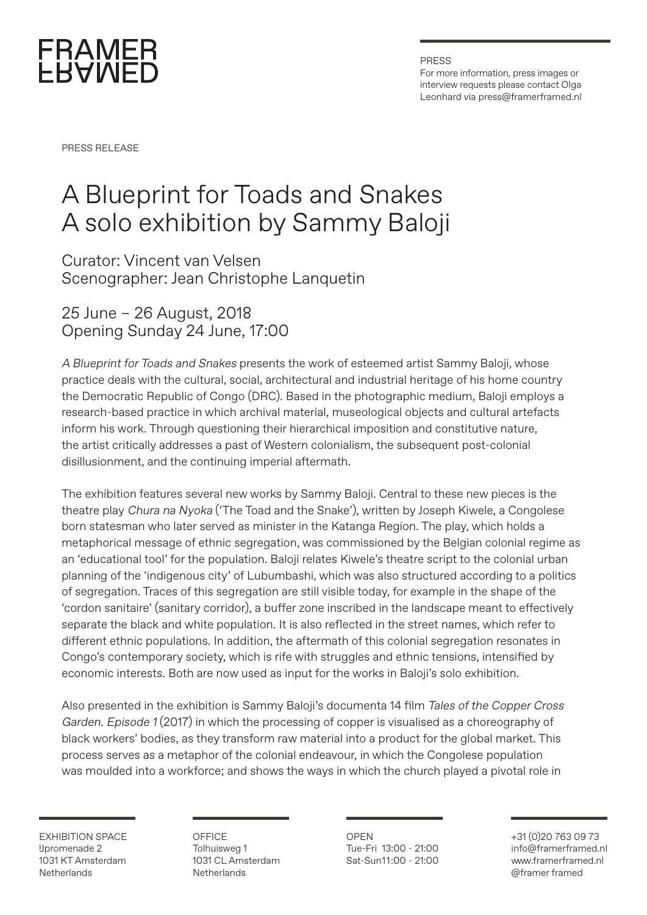FRAMER FRAMED

PRESS
For more information, press images or interview requests please contact Olga Leonhard via press@framerframed.nl

PRESS RELEASE

# A Blueprint for Toads and Snakes
# A solo exhibition by Sammy Baloji

Curator: Vincent van Velsen
Scenographer: Jean Christophe Lanquetin

25 June – 26 August, 2018
Opening Sunday 24 June, 17:00

*A Blueprint for Toads and Snakes* presents the work of esteemed artist Sammy Baloji, whose practice deals with the cultural, social, architectural and industrial heritage of his home country the Democratic Republic of Congo (DRC). Based in the photographic medium, Baloji employs a research-based practice in which archival material, museological objects and cultural artefacts inform his work. Through questioning their hierarchical imposition and constitutive nature, the artist critically addresses a past of Western colonialism, the subsequent post-colonial disillusionment, and the continuing imperial aftermath.

The exhibition features several new works by Sammy Baloji. Central to these new pieces is the theatre play *Chura na Nyoka* ('The Toad and the Snake'), written by Joseph Kiwele, a Congolese born statesman who later served as minister in the Katanga Region. The play, which holds a metaphorical message of ethnic segregation, was commissioned by the Belgian colonial regime as an 'educational tool' for the population. Baloji relates Kiwele's theatre script to the colonial urban planning of the 'indigenous city' of Lubumbashi, which was also structured according to a politics of segregation. Traces of this segregation are still visible today, for example in the shape of the 'cordon sanitaire' (sanitary corridor), a buffer zone inscribed in the landscape meant to effectively separate the black and white population. It is also reflected in the street names, which refer to different ethnic populations. In addition, the aftermath of this colonial segregation resonates in Congo's contemporary society, which is rife with struggles and ethnic tensions, intensified by economic interests. Both are now used as input for the works in Baloji's solo exhibition.

Also presented in the exhibition is Sammy Baloji's documenta 14 film *Tales of the Copper Cross Garden. Episode 1* (2017) in which the processing of copper is visualised as a choreography of black workers' bodies, as they transform raw material into a product for the global market. This process serves as a metaphor of the colonial endeavour, in which the Congolese population was moulded into a workforce; and shows the ways in which the church played a pivotal role in

EXHIBITION SPACE
IJpromenade 2
1031 KT Amsterdam
Netherlands

OFFICE
Tolhuisweg 1
1031 CL Amsterdam
Netherlands

OPEN
Tue-Fri 13:00 - 21:00
Sat-Sun 11:00 - 21:00

+31 (0)20 763 09 73
info@framerframed.nl
www.framerframed.nl
@framer framed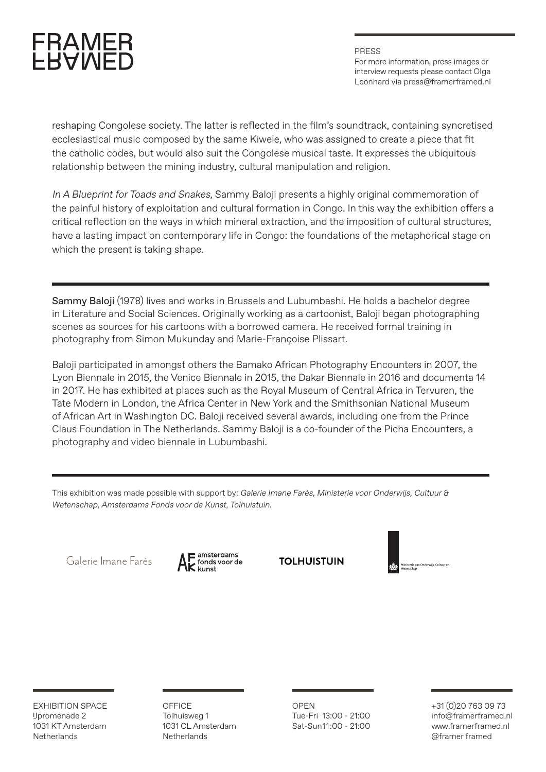PRESS
For more information, press images or interview requests please contact Olga Leonhard via press@framerframed.nl

reshaping Congolese society. The latter is reflected in the film's soundtrack, containing syncretised ecclesiastical music composed by the same Kiwele, who was assigned to create a piece that fit the catholic codes, but would also suit the Congolese musical taste. It expresses the ubiquitous relationship between the mining industry, cultural manipulation and religion.

*In A Blueprint for Toads and Snakes*, Sammy Baloji presents a highly original commemoration of the painful history of exploitation and cultural formation in Congo. In this way the exhibition offers a critical reflection on the ways in which mineral extraction, and the imposition of cultural structures, have a lasting impact on contemporary life in Congo: the foundations of the metaphorical stage on which the present is taking shape.

---

**Sammy Baloji** (1978) lives and works in Brussels and Lubumbashi. He holds a bachelor degree in Literature and Social Sciences. Originally working as a cartoonist, Baloji began photographing scenes as sources for his cartoons with a borrowed camera. He received formal training in photography from Simon Mukunday and Marie-Françoise Plissart.

Baloji participated in amongst others the Bamako African Photography Encounters in 2007, the Lyon Biennale in 2015, the Venice Biennale in 2015, the Dakar Biennale in 2016 and documenta 14 in 2017. He has exhibited at places such as the Royal Museum of Central Africa in Tervuren, the Tate Modern in London, the Africa Center in New York and the Smithsonian National Museum of African Art in Washington DC. Baloji received several awards, including one from the Prince Claus Foundation in The Netherlands. Sammy Baloji is a co-founder of the Picha Encounters, a photography and video biennale in Lubumbashi.

---

This exhibition was made possible with support by: *Galerie Imane Farès, Ministerie voor Onderwijs, Cultuur & Wetenschap, Amsterdams Fonds voor de Kunst, Tolhuistuin.*

Galerie Imane Farès

amsterdams fonds voor de kunst

TOLHUISTUIN

Ministerie van Onderwijs, Cultuur en Wetenschap

EXHIBITION SPACE
IJpromenade 2
1031 KT Amsterdam
Netherlands

OFFICE
Tolhuisweg 1
1031 CL Amsterdam
Netherlands

OPEN
Tue-Fri 13:00 - 21:00
Sat-Sun11:00 - 21:00

+31 (0)20 763 09 73
info@framerframed.nl
www.framerframed.nl
@framer framed